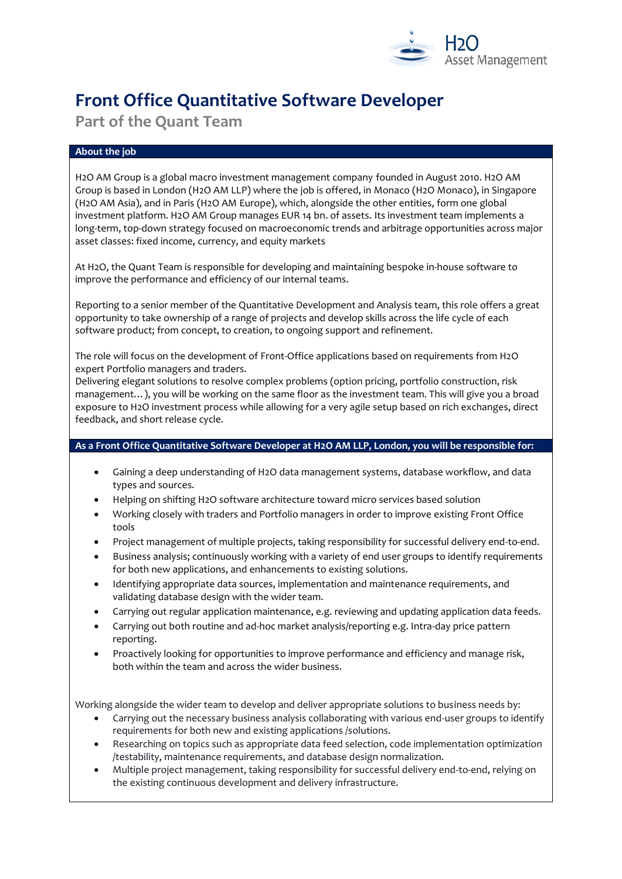H2O Asset Management

# Front Office Quantitative Software Developer

## Part of the Quant Team

### About the job

H2O AM Group is a global macro investment management company founded in August 2010. H2O AM Group is based in London (H2O AM LLP) where the job is offered, in Monaco (H2O Monaco), in Singapore (H2O AM Asia), and in Paris (H2O AM Europe), which, alongside the other entities, form one global investment platform. H2O AM Group manages EUR 14 bn. of assets. Its investment team implements a long-term, top-down strategy focused on macroeconomic trends and arbitrage opportunities across major asset classes: fixed income, currency, and equity markets

At H2O, the Quant Team is responsible for developing and maintaining bespoke in-house software to improve the performance and efficiency of our internal teams.

Reporting to a senior member of the Quantitative Development and Analysis team, this role offers a great opportunity to take ownership of a range of projects and develop skills across the life cycle of each software product; from concept, to creation, to ongoing support and refinement.

The role will focus on the development of Front-Office applications based on requirements from H2O expert Portfolio managers and traders.
Delivering elegant solutions to resolve complex problems (option pricing, portfolio construction, risk management… ), you will be working on the same floor as the investment team. This will give you a broad exposure to H2O investment process while allowing for a very agile setup based on rich exchanges, direct feedback, and short release cycle.

### As a Front Office Quantitative Software Developer at H2O AM LLP, London, you will be responsible for:

- Gaining a deep understanding of H2O data management systems, database workflow, and data types and sources.
- Helping on shifting H2O software architecture toward micro services based solution
- Working closely with traders and Portfolio managers in order to improve existing Front Office tools
- Project management of multiple projects, taking responsibility for successful delivery end-to-end.
- Business analysis; continuously working with a variety of end user groups to identify requirements for both new applications, and enhancements to existing solutions.
- Identifying appropriate data sources, implementation and maintenance requirements, and validating database design with the wider team.
- Carrying out regular application maintenance, e.g. reviewing and updating application data feeds.
- Carrying out both routine and ad-hoc market analysis/reporting e.g. Intra-day price pattern reporting.
- Proactively looking for opportunities to improve performance and efficiency and manage risk, both within the team and across the wider business.

Working alongside the wider team to develop and deliver appropriate solutions to business needs by:

- Carrying out the necessary business analysis collaborating with various end-user groups to identify requirements for both new and existing applications /solutions.
- Researching on topics such as appropriate data feed selection, code implementation optimization /testability, maintenance requirements, and database design normalization.
- Multiple project management, taking responsibility for successful delivery end-to-end, relying on the existing continuous development and delivery infrastructure.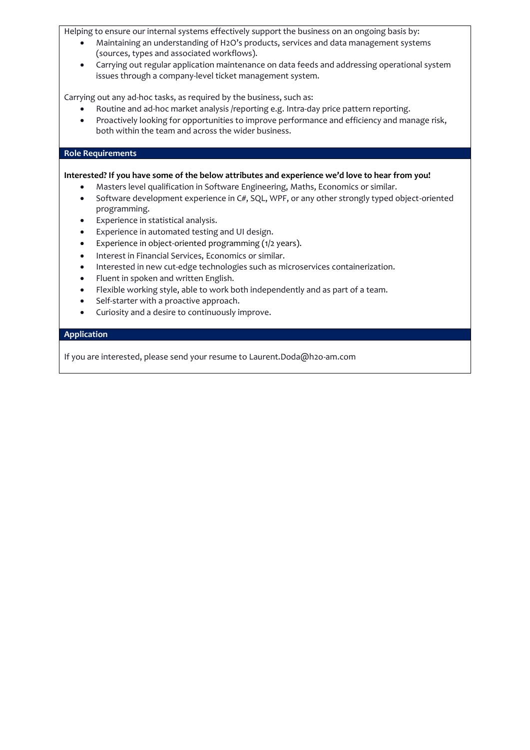Helping to ensure our internal systems effectively support the business on an ongoing basis by:

- Maintaining an understanding of H2O's products, services and data management systems (sources, types and associated workflows).
- Carrying out regular application maintenance on data feeds and addressing operational system issues through a company-level ticket management system.

Carrying out any ad-hoc tasks, as required by the business, such as:

- Routine and ad-hoc market analysis /reporting e.g. Intra-day price pattern reporting.
- Proactively looking for opportunities to improve performance and efficiency and manage risk, both within the team and across the wider business.

## Role Requirements

**Interested? If you have some of the below attributes and experience we'd love to hear from you!**

- Masters level qualification in Software Engineering, Maths, Economics or similar.
- Software development experience in C#, SQL, WPF, or any other strongly typed object-oriented programming.
- Experience in statistical analysis.
- Experience in automated testing and UI design.
- Experience in object-oriented programming (1/2 years).
- Interest in Financial Services, Economics or similar.
- Interested in new cut-edge technologies such as microservices containerization.
- Fluent in spoken and written English.
- Flexible working style, able to work both independently and as part of a team.
- Self-starter with a proactive approach.
- Curiosity and a desire to continuously improve.

## Application

If you are interested, please send your resume to Laurent.Doda@h2o-am.com